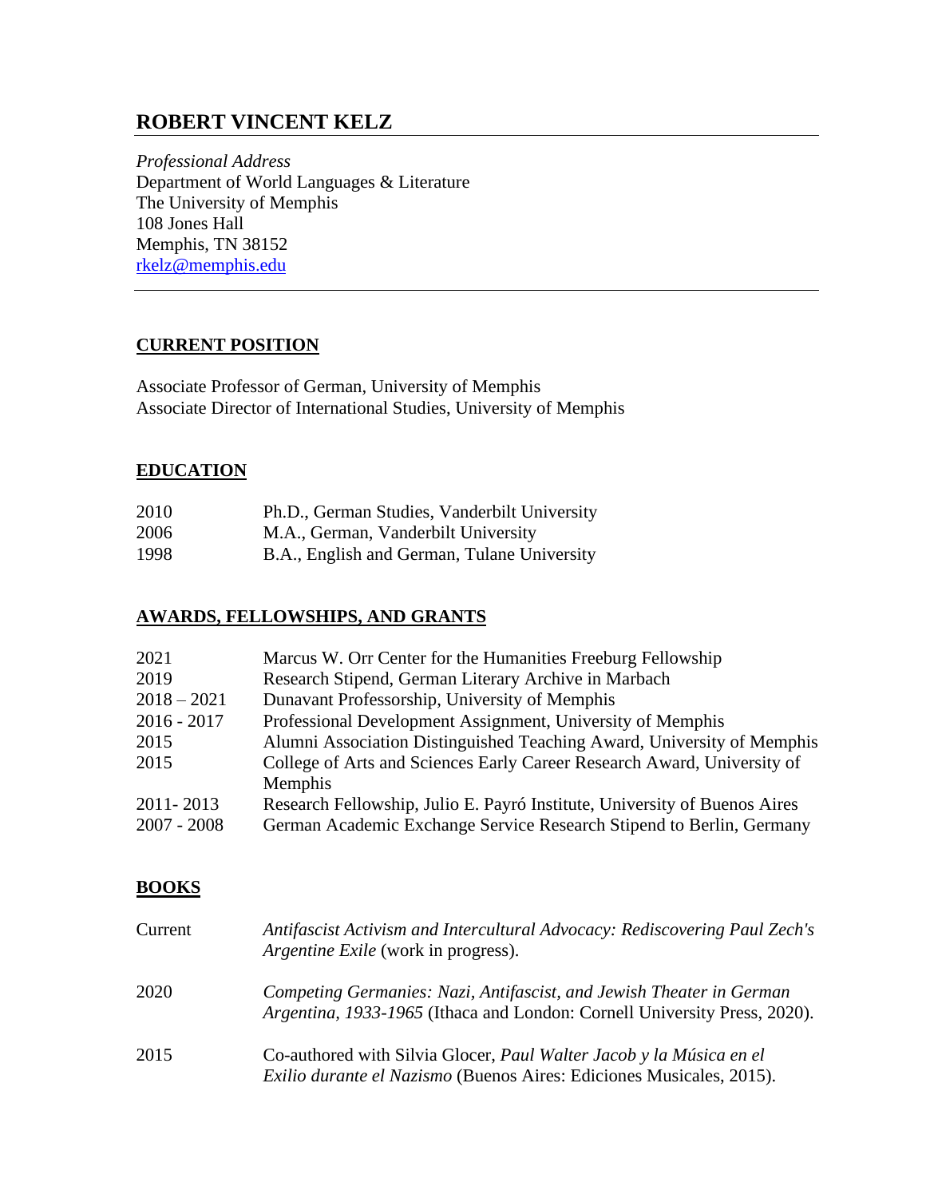# ROBERT VINCENT KELZ

*Professional Address*
Department of World Languages & Literature
The University of Memphis
108 Jones Hall
Memphis, TN 38152
rkelz@memphis.edu

## CURRENT POSITION

Associate Professor of German, University of Memphis
Associate Director of International Studies, University of Memphis

## EDUCATION

| | |
|---|---|
| 2010 | Ph.D., German Studies, Vanderbilt University |
| 2006 | M.A., German, Vanderbilt University |
| 1998 | B.A., English and German, Tulane University |

## AWARDS, FELLOWSHIPS, AND GRANTS

| | |
|---|---|
| 2021 | Marcus W. Orr Center for the Humanities Freeburg Fellowship |
| 2019 | Research Stipend, German Literary Archive in Marbach |
| 2018 – 2021 | Dunavant Professorship, University of Memphis |
| 2016 - 2017 | Professional Development Assignment, University of Memphis |
| 2015 | Alumni Association Distinguished Teaching Award, University of Memphis |
| 2015 | College of Arts and Sciences Early Career Research Award, University of Memphis |
| 2011- 2013 | Research Fellowship, Julio E. Payró Institute, University of Buenos Aires |
| 2007 - 2008 | German Academic Exchange Service Research Stipend to Berlin, Germany |

## BOOKS

| | |
|---|---|
| Current | *Antifascist Activism and Intercultural Advocacy: Rediscovering Paul Zech's Argentine Exile* (work in progress). |
| 2020 | *Competing Germanies: Nazi, Antifascist, and Jewish Theater in German Argentina, 1933-1965* (Ithaca and London: Cornell University Press, 2020). |
| 2015 | Co-authored with Silvia Glocer, *Paul Walter Jacob y la Música en el Exilio durante el Nazismo* (Buenos Aires: Ediciones Musicales, 2015). |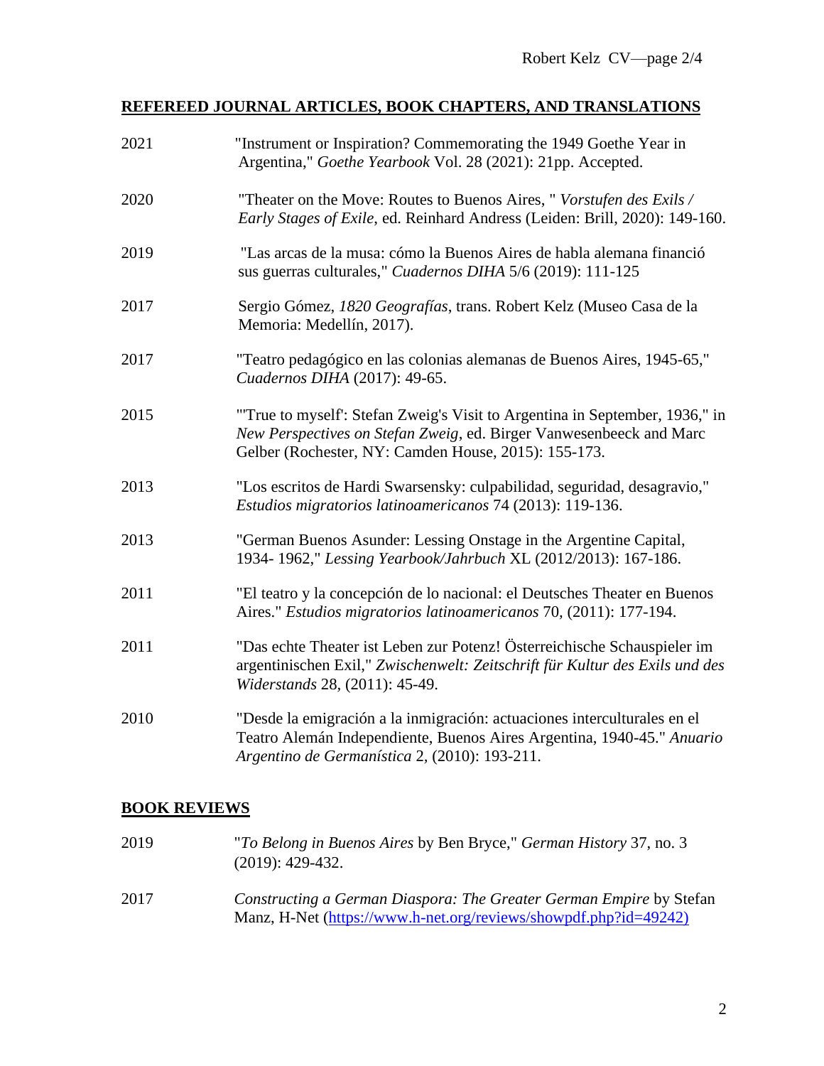## REFEREED JOURNAL ARTICLES, BOOK CHAPTERS, AND TRANSLATIONS

| | |
|---|---|
| 2021 | "Instrument or Inspiration? Commemorating the 1949 Goethe Year in Argentina," *Goethe Yearbook* Vol. 28 (2021): 21pp. Accepted. |
| 2020 | "Theater on the Move: Routes to Buenos Aires, " *Vorstufen des Exils / Early Stages of Exile*, ed. Reinhard Andress (Leiden: Brill, 2020): 149-160. |
| 2019 | "Las arcas de la musa: cómo la Buenos Aires de habla alemana financió sus guerras culturales," *Cuadernos DIHA* 5/6 (2019): 111-125 |
| 2017 | Sergio Gómez, *1820 Geografías*, trans. Robert Kelz (Museo Casa de la Memoria: Medellín, 2017). |
| 2017 | "Teatro pedagógico en las colonias alemanas de Buenos Aires, 1945-65," *Cuadernos DIHA* (2017): 49-65. |
| 2015 | "'True to myself': Stefan Zweig's Visit to Argentina in September, 1936," in *New Perspectives on Stefan Zweig*, ed. Birger Vanwesenbeeck and Marc Gelber (Rochester, NY: Camden House, 2015): 155-173. |
| 2013 | "Los escritos de Hardi Swarsensky: culpabilidad, seguridad, desagravio," *Estudios migratorios latinoamericanos* 74 (2013): 119-136. |
| 2013 | "German Buenos Asunder: Lessing Onstage in the Argentine Capital, 1934- 1962," *Lessing Yearbook/Jahrbuch* XL (2012/2013): 167-186. |
| 2011 | "El teatro y la concepción de lo nacional: el Deutsches Theater en Buenos Aires." *Estudios migratorios latinoamericanos* 70, (2011): 177-194. |
| 2011 | "Das echte Theater ist Leben zur Potenz! Österreichische Schauspieler im argentinischen Exil," *Zwischenwelt: Zeitschrift für Kultur des Exils und des Widerstands* 28, (2011): 45-49. |
| 2010 | "Desde la emigración a la inmigración: actuaciones interculturales en el Teatro Alemán Independiente, Buenos Aires Argentina, 1940-45." *Anuario Argentino de Germanística* 2, (2010): 193-211. |

## BOOK REVIEWS

| | |
|---|---|
| 2019 | "*To Belong in Buenos Aires* by Ben Bryce," *German History* 37, no. 3 (2019): 429-432. |
| 2017 | *Constructing a German Diaspora: The Greater German Empire* by Stefan Manz, H-Net (https://www.h-net.org/reviews/showpdf.php?id=49242) |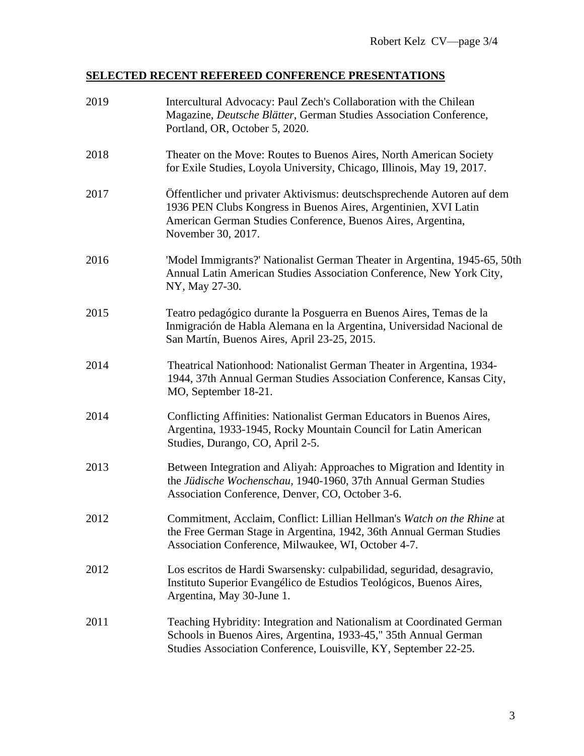## **SELECTED RECENT REFEREED CONFERENCE PRESENTATIONS**

2019 Intercultural Advocacy: Paul Zech's Collaboration with the Chilean Magazine, *Deutsche Blätter*, German Studies Association Conference, Portland, OR, October 5, 2020.

2018 Theater on the Move: Routes to Buenos Aires, North American Society for Exile Studies, Loyola University, Chicago, Illinois, May 19, 2017.

2017 Öffentlicher und privater Aktivismus: deutschsprechende Autoren auf dem 1936 PEN Clubs Kongress in Buenos Aires, Argentinien, XVI Latin American German Studies Conference, Buenos Aires, Argentina, November 30, 2017.

2016 'Model Immigrants?' Nationalist German Theater in Argentina, 1945-65, 50th Annual Latin American Studies Association Conference, New York City, NY, May 27-30.

2015 Teatro pedagógico durante la Posguerra en Buenos Aires, Temas de la Inmigración de Habla Alemana en la Argentina, Universidad Nacional de San Martín, Buenos Aires, April 23-25, 2015.

2014 Theatrical Nationhood: Nationalist German Theater in Argentina, 1934-1944, 37th Annual German Studies Association Conference, Kansas City, MO, September 18-21.

2014 Conflicting Affinities: Nationalist German Educators in Buenos Aires, Argentina, 1933-1945, Rocky Mountain Council for Latin American Studies, Durango, CO, April 2-5.

2013 Between Integration and Aliyah: Approaches to Migration and Identity in the *Jüdische Wochenschau*, 1940-1960, 37th Annual German Studies Association Conference, Denver, CO, October 3-6.

2012 Commitment, Acclaim, Conflict: Lillian Hellman's *Watch on the Rhine* at the Free German Stage in Argentina, 1942, 36th Annual German Studies Association Conference, Milwaukee, WI, October 4-7.

2012 Los escritos de Hardi Swarsensky: culpabilidad, seguridad, desagravio, Instituto Superior Evangélico de Estudios Teológicos, Buenos Aires, Argentina, May 30-June 1.

2011 Teaching Hybridity: Integration and Nationalism at Coordinated German Schools in Buenos Aires, Argentina, 1933-45," 35th Annual German Studies Association Conference, Louisville, KY, September 22-25.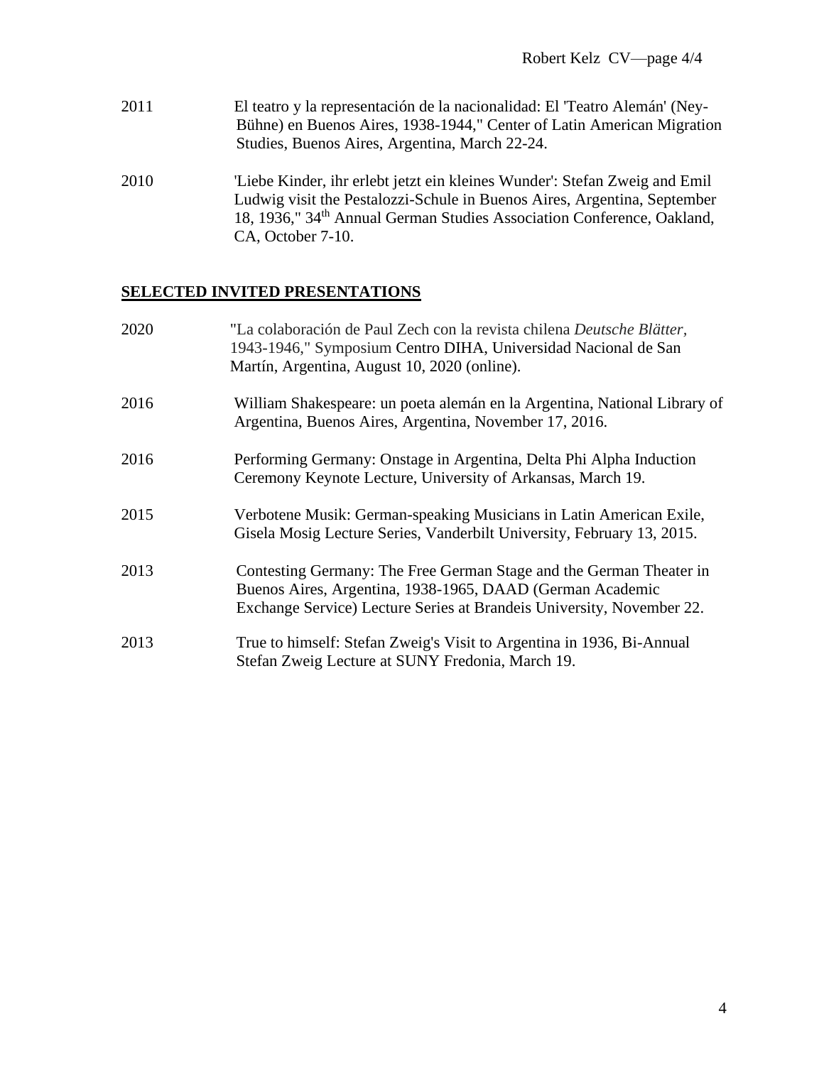2011 El teatro y la representación de la nacionalidad: El 'Teatro Alemán' (Ney-Bühne) en Buenos Aires, 1938-1944," Center of Latin American Migration Studies, Buenos Aires, Argentina, March 22-24.

2010 'Liebe Kinder, ihr erlebt jetzt ein kleines Wunder': Stefan Zweig and Emil Ludwig visit the Pestalozzi-Schule in Buenos Aires, Argentina, September 18, 1936," 34th Annual German Studies Association Conference, Oakland, CA, October 7-10.

## SELECTED INVITED PRESENTATIONS

2020 "La colaboración de Paul Zech con la revista chilena *Deutsche Blätter*, 1943-1946," Symposium Centro DIHA, Universidad Nacional de San Martín, Argentina, August 10, 2020 (online).

2016 William Shakespeare: un poeta alemán en la Argentina, National Library of Argentina, Buenos Aires, Argentina, November 17, 2016.

2016 Performing Germany: Onstage in Argentina, Delta Phi Alpha Induction Ceremony Keynote Lecture, University of Arkansas, March 19.

2015 Verbotene Musik: German-speaking Musicians in Latin American Exile, Gisela Mosig Lecture Series, Vanderbilt University, February 13, 2015.

2013 Contesting Germany: The Free German Stage and the German Theater in Buenos Aires, Argentina, 1938-1965, DAAD (German Academic Exchange Service) Lecture Series at Brandeis University, November 22.

2013 True to himself: Stefan Zweig's Visit to Argentina in 1936, Bi-Annual Stefan Zweig Lecture at SUNY Fredonia, March 19.